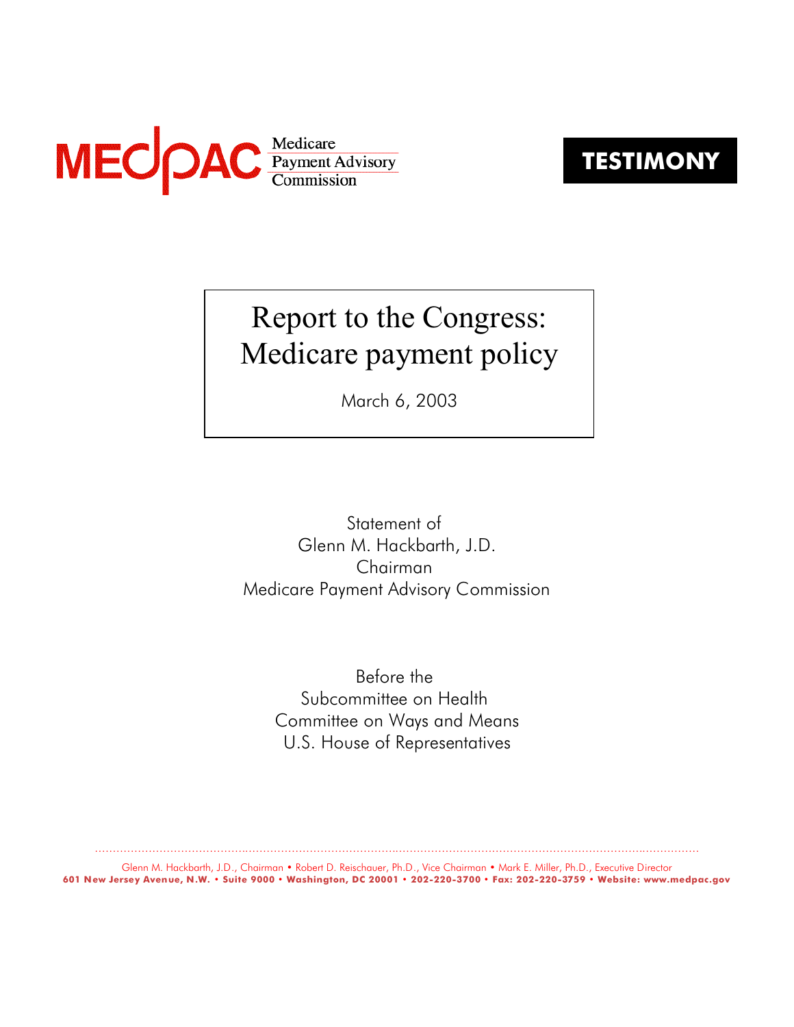MEDPAC Medicare Payment Advisory Commission

**TESTIMONY**

# Report to the Congress: Medicare payment policy

March 6, 2003

Statement of
Glenn M. Hackbarth, J.D.
Chairman
Medicare Payment Advisory Commission

Before the
Subcommittee on Health
Committee on Ways and Means
U.S. House of Representatives

Glenn M. Hackbarth, J.D., Chairman • Robert D. Reischauer, Ph.D., Vice Chairman • Mark E. Miller, Ph.D., Executive Director
**601 New Jersey Avenue, N.W. • Suite 9000 • Washington, DC 20001 • 202-220-3700 • Fax: 202-220-3759 • Website: www.medpac.gov**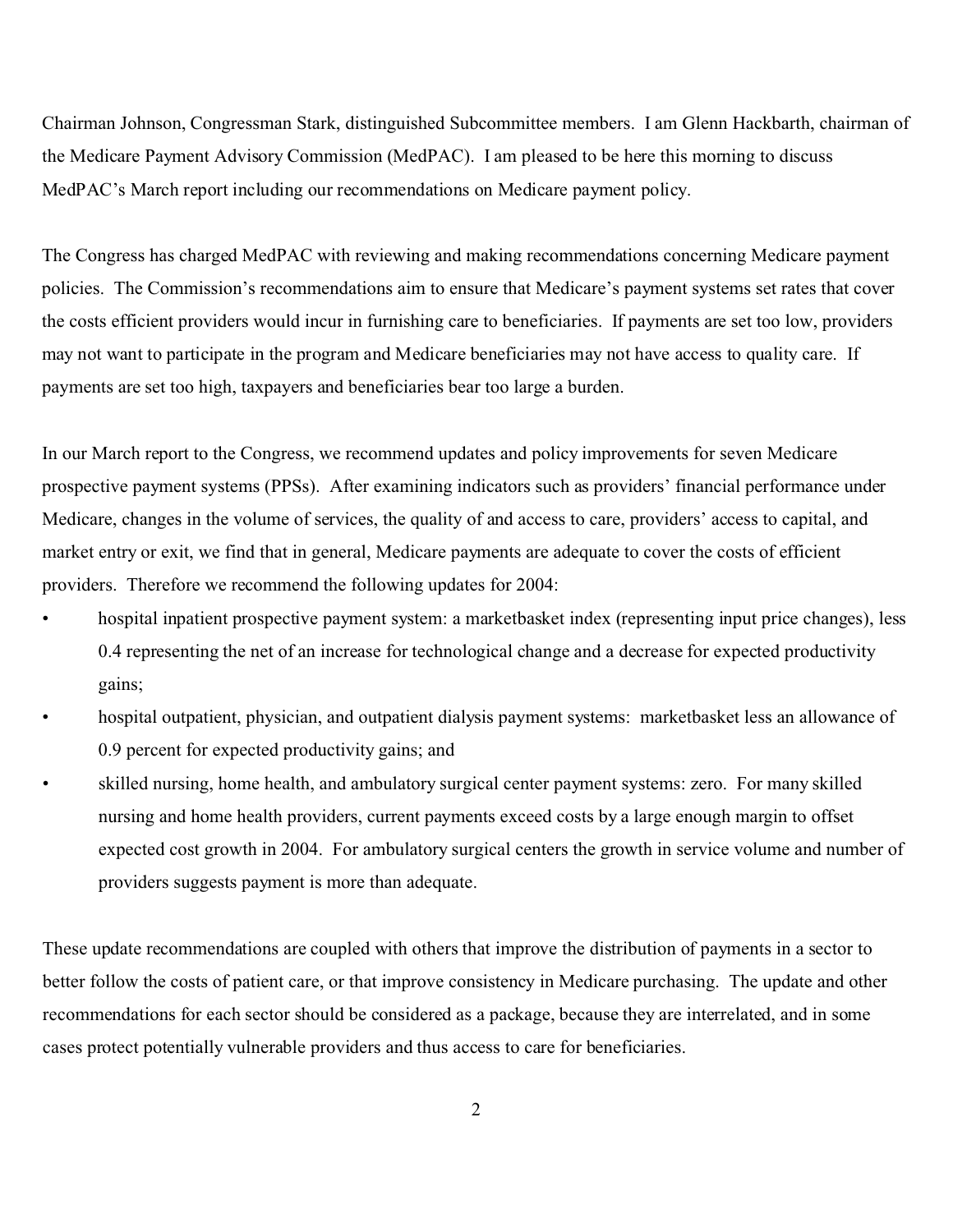Chairman Johnson, Congressman Stark, distinguished Subcommittee members. I am Glenn Hackbarth, chairman of the Medicare Payment Advisory Commission (MedPAC). I am pleased to be here this morning to discuss MedPAC's March report including our recommendations on Medicare payment policy.

The Congress has charged MedPAC with reviewing and making recommendations concerning Medicare payment policies. The Commission's recommendations aim to ensure that Medicare's payment systems set rates that cover the costs efficient providers would incur in furnishing care to beneficiaries. If payments are set too low, providers may not want to participate in the program and Medicare beneficiaries may not have access to quality care. If payments are set too high, taxpayers and beneficiaries bear too large a burden.

In our March report to the Congress, we recommend updates and policy improvements for seven Medicare prospective payment systems (PPSs). After examining indicators such as providers' financial performance under Medicare, changes in the volume of services, the quality of and access to care, providers' access to capital, and market entry or exit, we find that in general, Medicare payments are adequate to cover the costs of efficient providers. Therefore we recommend the following updates for 2004:

- hospital inpatient prospective payment system: a marketbasket index (representing input price changes), less 0.4 representing the net of an increase for technological change and a decrease for expected productivity gains;
- hospital outpatient, physician, and outpatient dialysis payment systems: marketbasket less an allowance of 0.9 percent for expected productivity gains; and
- skilled nursing, home health, and ambulatory surgical center payment systems: zero. For many skilled nursing and home health providers, current payments exceed costs by a large enough margin to offset expected cost growth in 2004. For ambulatory surgical centers the growth in service volume and number of providers suggests payment is more than adequate.

These update recommendations are coupled with others that improve the distribution of payments in a sector to better follow the costs of patient care, or that improve consistency in Medicare purchasing. The update and other recommendations for each sector should be considered as a package, because they are interrelated, and in some cases protect potentially vulnerable providers and thus access to care for beneficiaries.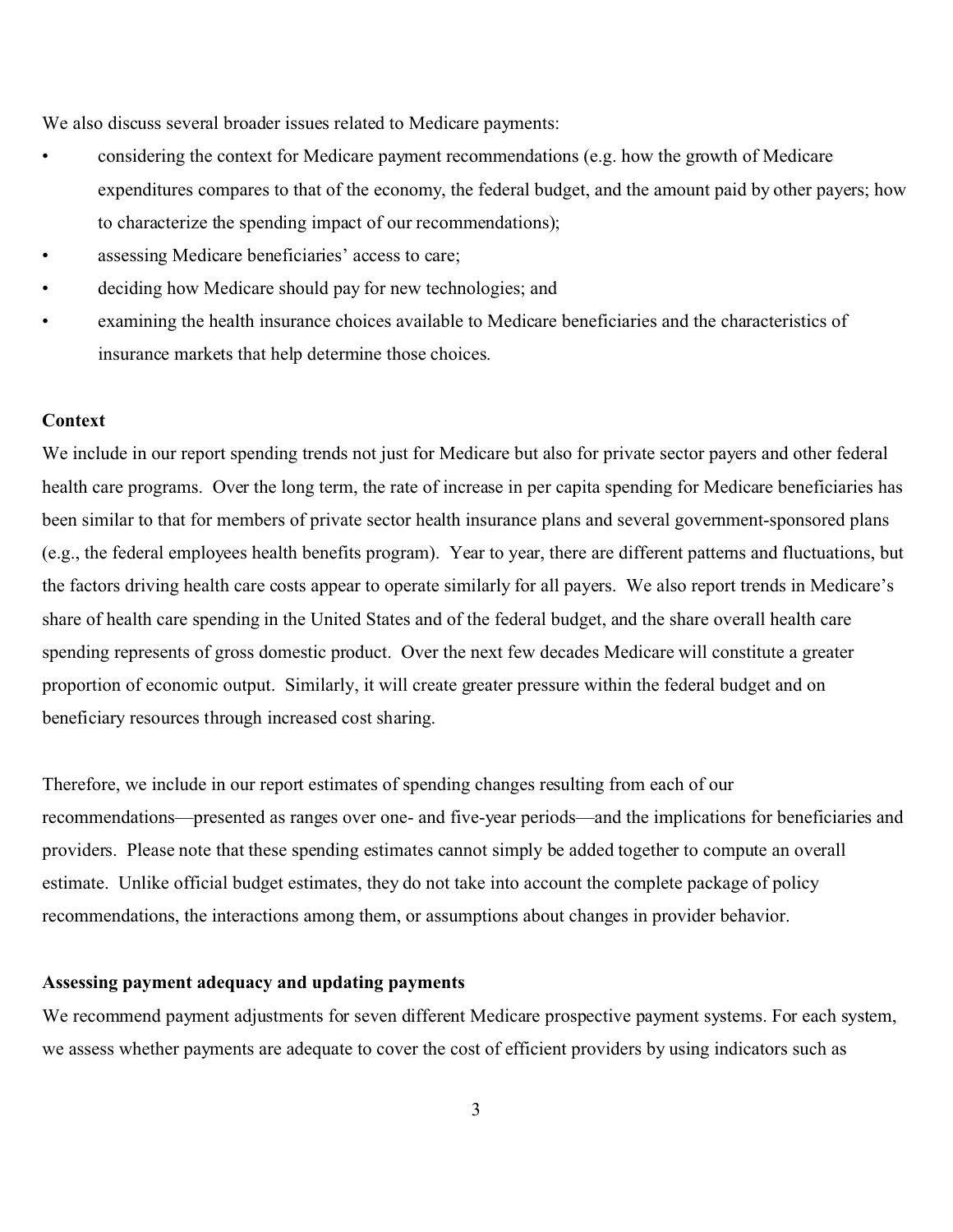We also discuss several broader issues related to Medicare payments:

- considering the context for Medicare payment recommendations (e.g. how the growth of Medicare expenditures compares to that of the economy, the federal budget, and the amount paid by other payers; how to characterize the spending impact of our recommendations);
- assessing Medicare beneficiaries' access to care;
- deciding how Medicare should pay for new technologies; and
- examining the health insurance choices available to Medicare beneficiaries and the characteristics of insurance markets that help determine those choices.

**Context**

We include in our report spending trends not just for Medicare but also for private sector payers and other federal health care programs. Over the long term, the rate of increase in per capita spending for Medicare beneficiaries has been similar to that for members of private sector health insurance plans and several government-sponsored plans (e.g., the federal employees health benefits program). Year to year, there are different patterns and fluctuations, but the factors driving health care costs appear to operate similarly for all payers. We also report trends in Medicare's share of health care spending in the United States and of the federal budget, and the share overall health care spending represents of gross domestic product. Over the next few decades Medicare will constitute a greater proportion of economic output. Similarly, it will create greater pressure within the federal budget and on beneficiary resources through increased cost sharing.

Therefore, we include in our report estimates of spending changes resulting from each of our recommendations—presented as ranges over one- and five-year periods—and the implications for beneficiaries and providers. Please note that these spending estimates cannot simply be added together to compute an overall estimate. Unlike official budget estimates, they do not take into account the complete package of policy recommendations, the interactions among them, or assumptions about changes in provider behavior.

**Assessing payment adequacy and updating payments**

We recommend payment adjustments for seven different Medicare prospective payment systems. For each system, we assess whether payments are adequate to cover the cost of efficient providers by using indicators such as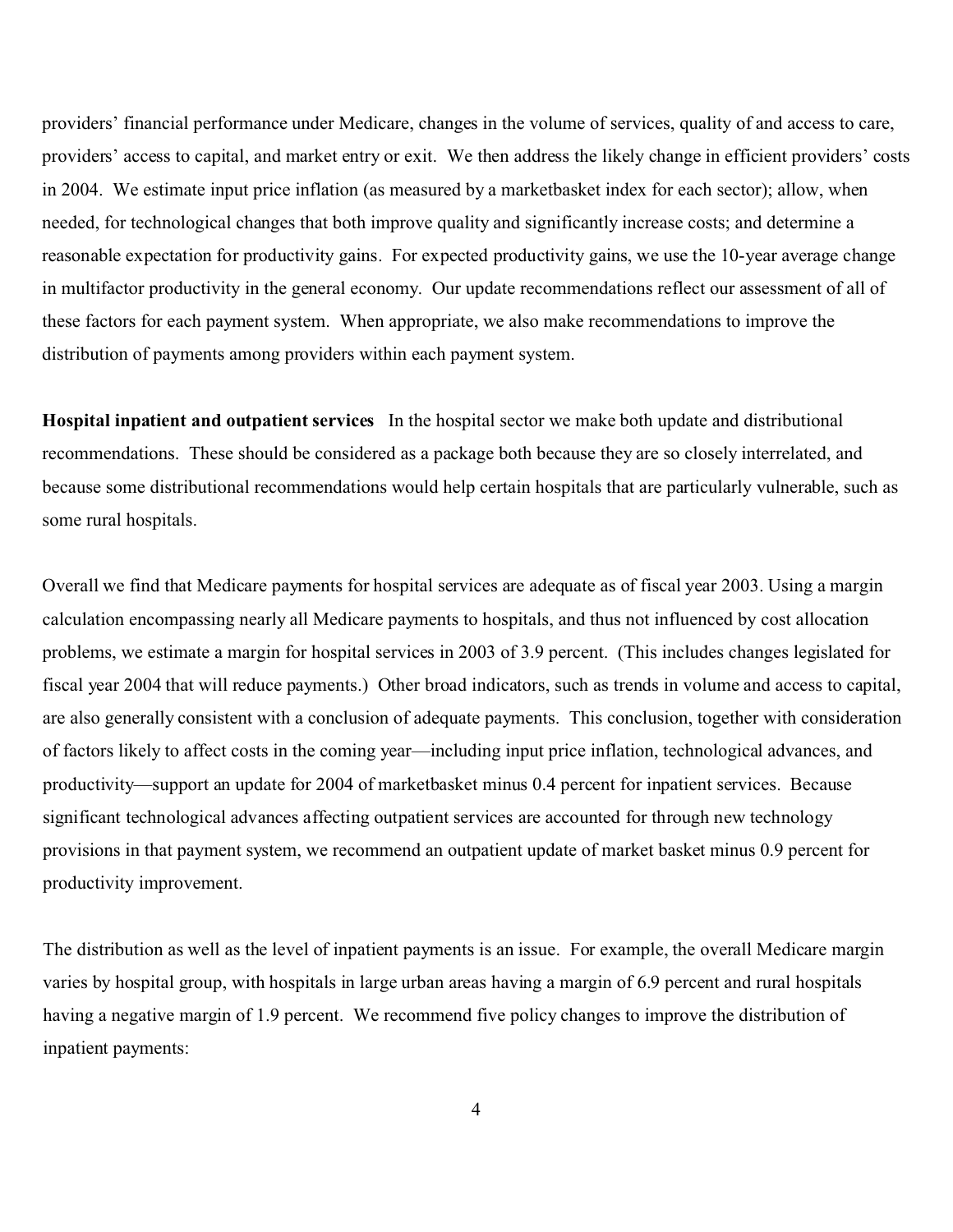providers' financial performance under Medicare, changes in the volume of services, quality of and access to care, providers' access to capital, and market entry or exit. We then address the likely change in efficient providers' costs in 2004. We estimate input price inflation (as measured by a marketbasket index for each sector); allow, when needed, for technological changes that both improve quality and significantly increase costs; and determine a reasonable expectation for productivity gains. For expected productivity gains, we use the 10-year average change in multifactor productivity in the general economy. Our update recommendations reflect our assessment of all of these factors for each payment system. When appropriate, we also make recommendations to improve the distribution of payments among providers within each payment system.

**Hospital inpatient and outpatient services** In the hospital sector we make both update and distributional recommendations. These should be considered as a package both because they are so closely interrelated, and because some distributional recommendations would help certain hospitals that are particularly vulnerable, such as some rural hospitals.

Overall we find that Medicare payments for hospital services are adequate as of fiscal year 2003. Using a margin calculation encompassing nearly all Medicare payments to hospitals, and thus not influenced by cost allocation problems, we estimate a margin for hospital services in 2003 of 3.9 percent. (This includes changes legislated for fiscal year 2004 that will reduce payments.) Other broad indicators, such as trends in volume and access to capital, are also generally consistent with a conclusion of adequate payments. This conclusion, together with consideration of factors likely to affect costs in the coming year—including input price inflation, technological advances, and productivity—support an update for 2004 of marketbasket minus 0.4 percent for inpatient services. Because significant technological advances affecting outpatient services are accounted for through new technology provisions in that payment system, we recommend an outpatient update of market basket minus 0.9 percent for productivity improvement.

The distribution as well as the level of inpatient payments is an issue. For example, the overall Medicare margin varies by hospital group, with hospitals in large urban areas having a margin of 6.9 percent and rural hospitals having a negative margin of 1.9 percent. We recommend five policy changes to improve the distribution of inpatient payments: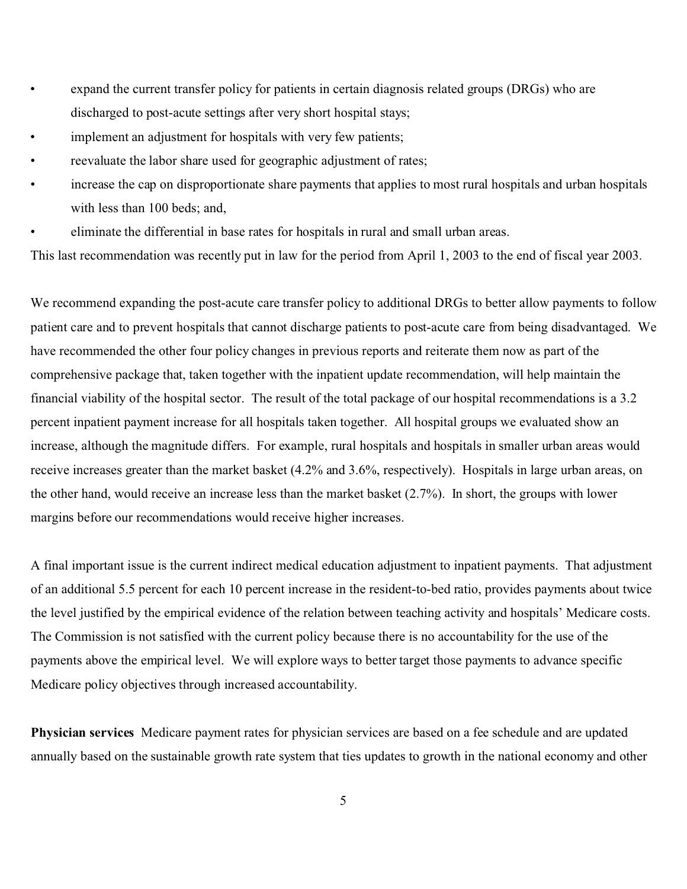- expand the current transfer policy for patients in certain diagnosis related groups (DRGs) who are discharged to post-acute settings after very short hospital stays;
- implement an adjustment for hospitals with very few patients;
- reevaluate the labor share used for geographic adjustment of rates;
- increase the cap on disproportionate share payments that applies to most rural hospitals and urban hospitals with less than 100 beds; and,
- eliminate the differential in base rates for hospitals in rural and small urban areas.

This last recommendation was recently put in law for the period from April 1, 2003 to the end of fiscal year 2003.

We recommend expanding the post-acute care transfer policy to additional DRGs to better allow payments to follow patient care and to prevent hospitals that cannot discharge patients to post-acute care from being disadvantaged. We have recommended the other four policy changes in previous reports and reiterate them now as part of the comprehensive package that, taken together with the inpatient update recommendation, will help maintain the financial viability of the hospital sector. The result of the total package of our hospital recommendations is a 3.2 percent inpatient payment increase for all hospitals taken together. All hospital groups we evaluated show an increase, although the magnitude differs. For example, rural hospitals and hospitals in smaller urban areas would receive increases greater than the market basket (4.2% and 3.6%, respectively). Hospitals in large urban areas, on the other hand, would receive an increase less than the market basket (2.7%). In short, the groups with lower margins before our recommendations would receive higher increases.

A final important issue is the current indirect medical education adjustment to inpatient payments. That adjustment of an additional 5.5 percent for each 10 percent increase in the resident-to-bed ratio, provides payments about twice the level justified by the empirical evidence of the relation between teaching activity and hospitals' Medicare costs. The Commission is not satisfied with the current policy because there is no accountability for the use of the payments above the empirical level. We will explore ways to better target those payments to advance specific Medicare policy objectives through increased accountability.

**Physician services** Medicare payment rates for physician services are based on a fee schedule and are updated annually based on the sustainable growth rate system that ties updates to growth in the national economy and other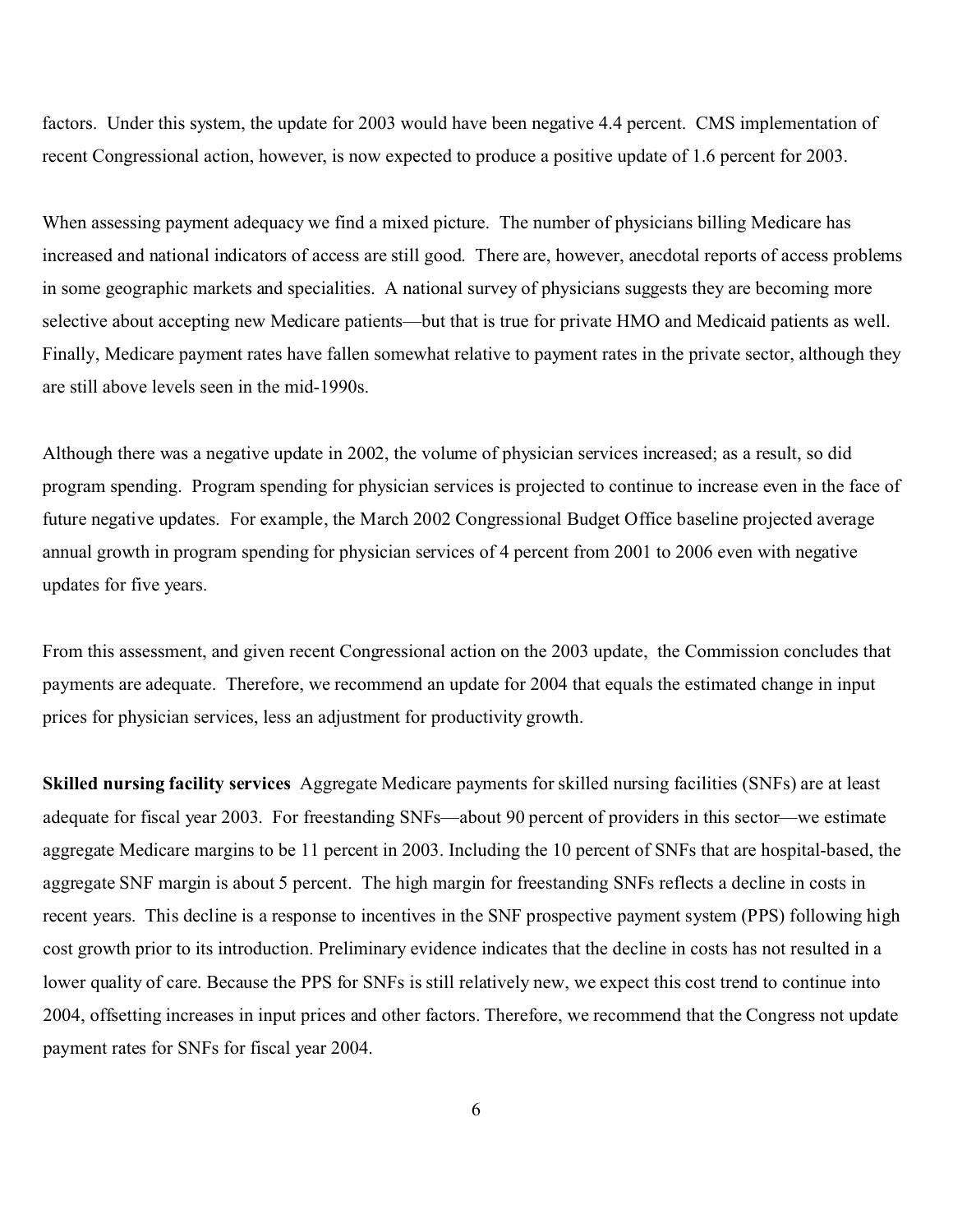factors. Under this system, the update for 2003 would have been negative 4.4 percent. CMS implementation of recent Congressional action, however, is now expected to produce a positive update of 1.6 percent for 2003.

When assessing payment adequacy we find a mixed picture. The number of physicians billing Medicare has increased and national indicators of access are still good. There are, however, anecdotal reports of access problems in some geographic markets and specialities. A national survey of physicians suggests they are becoming more selective about accepting new Medicare patients—but that is true for private HMO and Medicaid patients as well. Finally, Medicare payment rates have fallen somewhat relative to payment rates in the private sector, although they are still above levels seen in the mid-1990s.

Although there was a negative update in 2002, the volume of physician services increased; as a result, so did program spending. Program spending for physician services is projected to continue to increase even in the face of future negative updates. For example, the March 2002 Congressional Budget Office baseline projected average annual growth in program spending for physician services of 4 percent from 2001 to 2006 even with negative updates for five years.

From this assessment, and given recent Congressional action on the 2003 update, the Commission concludes that payments are adequate. Therefore, we recommend an update for 2004 that equals the estimated change in input prices for physician services, less an adjustment for productivity growth.

**Skilled nursing facility services** Aggregate Medicare payments for skilled nursing facilities (SNFs) are at least adequate for fiscal year 2003. For freestanding SNFs—about 90 percent of providers in this sector—we estimate aggregate Medicare margins to be 11 percent in 2003. Including the 10 percent of SNFs that are hospital-based, the aggregate SNF margin is about 5 percent. The high margin for freestanding SNFs reflects a decline in costs in recent years. This decline is a response to incentives in the SNF prospective payment system (PPS) following high cost growth prior to its introduction. Preliminary evidence indicates that the decline in costs has not resulted in a lower quality of care. Because the PPS for SNFs is still relatively new, we expect this cost trend to continue into 2004, offsetting increases in input prices and other factors. Therefore, we recommend that the Congress not update payment rates for SNFs for fiscal year 2004.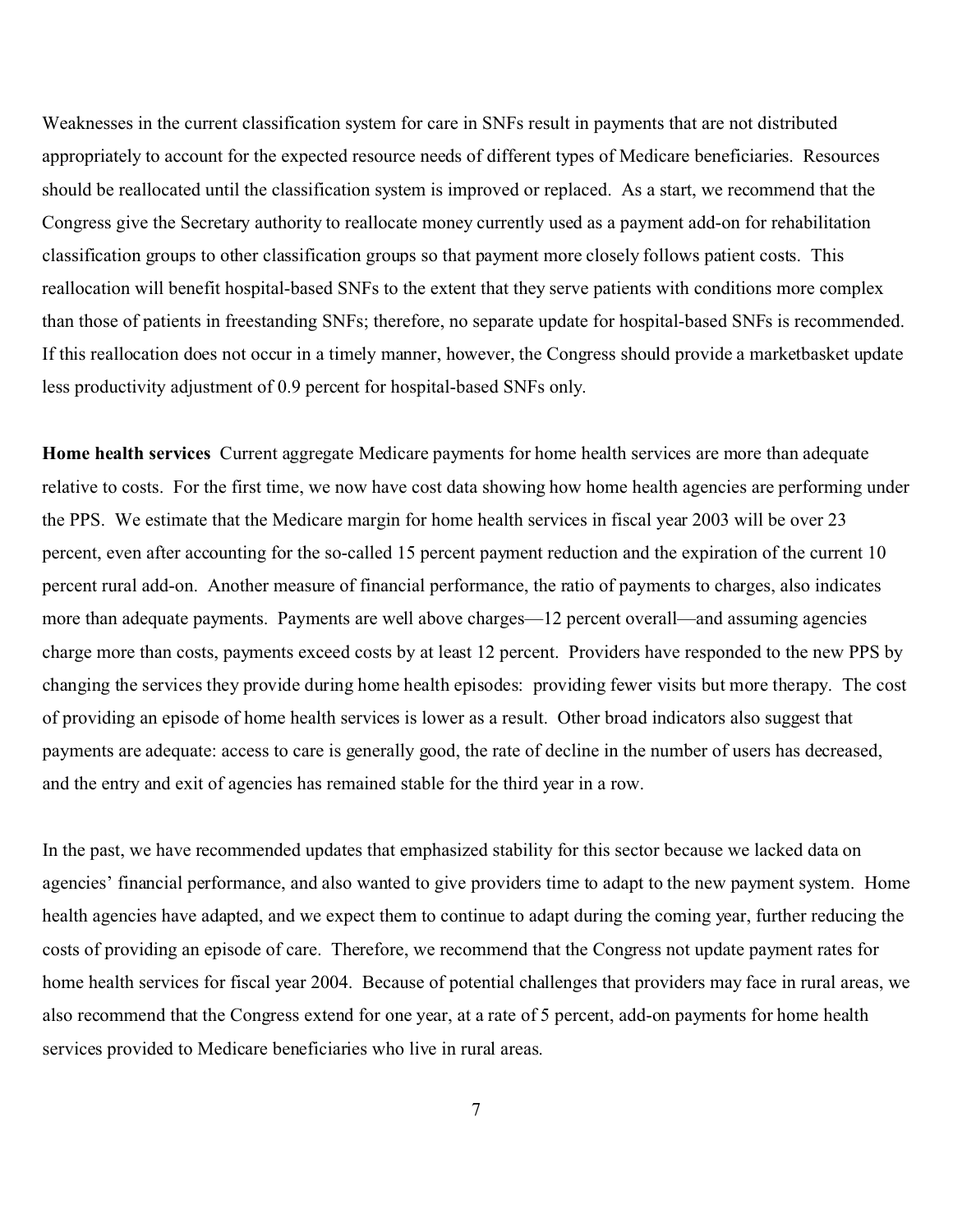Weaknesses in the current classification system for care in SNFs result in payments that are not distributed appropriately to account for the expected resource needs of different types of Medicare beneficiaries. Resources should be reallocated until the classification system is improved or replaced. As a start, we recommend that the Congress give the Secretary authority to reallocate money currently used as a payment add-on for rehabilitation classification groups to other classification groups so that payment more closely follows patient costs. This reallocation will benefit hospital-based SNFs to the extent that they serve patients with conditions more complex than those of patients in freestanding SNFs; therefore, no separate update for hospital-based SNFs is recommended. If this reallocation does not occur in a timely manner, however, the Congress should provide a marketbasket update less productivity adjustment of 0.9 percent for hospital-based SNFs only.

**Home health services** Current aggregate Medicare payments for home health services are more than adequate relative to costs. For the first time, we now have cost data showing how home health agencies are performing under the PPS. We estimate that the Medicare margin for home health services in fiscal year 2003 will be over 23 percent, even after accounting for the so-called 15 percent payment reduction and the expiration of the current 10 percent rural add-on. Another measure of financial performance, the ratio of payments to charges, also indicates more than adequate payments. Payments are well above charges—12 percent overall—and assuming agencies charge more than costs, payments exceed costs by at least 12 percent. Providers have responded to the new PPS by changing the services they provide during home health episodes: providing fewer visits but more therapy. The cost of providing an episode of home health services is lower as a result. Other broad indicators also suggest that payments are adequate: access to care is generally good, the rate of decline in the number of users has decreased, and the entry and exit of agencies has remained stable for the third year in a row.

In the past, we have recommended updates that emphasized stability for this sector because we lacked data on agencies' financial performance, and also wanted to give providers time to adapt to the new payment system. Home health agencies have adapted, and we expect them to continue to adapt during the coming year, further reducing the costs of providing an episode of care. Therefore, we recommend that the Congress not update payment rates for home health services for fiscal year 2004. Because of potential challenges that providers may face in rural areas, we also recommend that the Congress extend for one year, at a rate of 5 percent, add-on payments for home health services provided to Medicare beneficiaries who live in rural areas.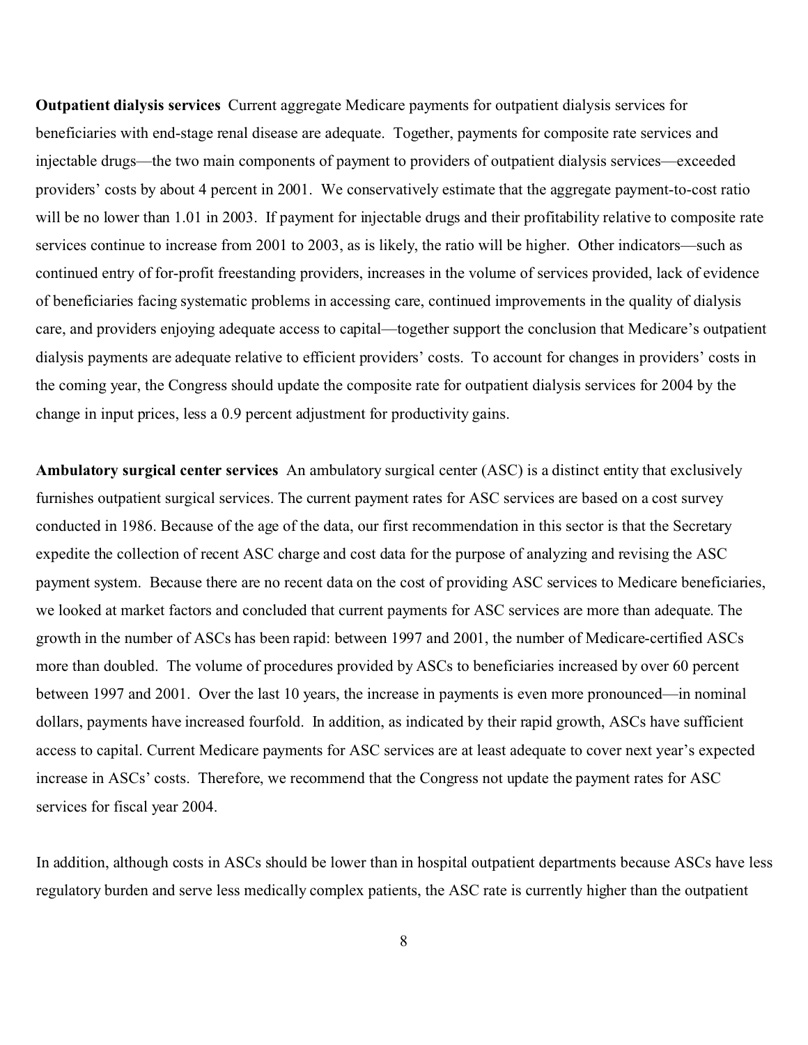**Outpatient dialysis services** Current aggregate Medicare payments for outpatient dialysis services for beneficiaries with end-stage renal disease are adequate. Together, payments for composite rate services and injectable drugs—the two main components of payment to providers of outpatient dialysis services—exceeded providers' costs by about 4 percent in 2001. We conservatively estimate that the aggregate payment-to-cost ratio will be no lower than 1.01 in 2003. If payment for injectable drugs and their profitability relative to composite rate services continue to increase from 2001 to 2003, as is likely, the ratio will be higher. Other indicators—such as continued entry of for-profit freestanding providers, increases in the volume of services provided, lack of evidence of beneficiaries facing systematic problems in accessing care, continued improvements in the quality of dialysis care, and providers enjoying adequate access to capital—together support the conclusion that Medicare's outpatient dialysis payments are adequate relative to efficient providers' costs. To account for changes in providers' costs in the coming year, the Congress should update the composite rate for outpatient dialysis services for 2004 by the change in input prices, less a 0.9 percent adjustment for productivity gains.

**Ambulatory surgical center services** An ambulatory surgical center (ASC) is a distinct entity that exclusively furnishes outpatient surgical services. The current payment rates for ASC services are based on a cost survey conducted in 1986. Because of the age of the data, our first recommendation in this sector is that the Secretary expedite the collection of recent ASC charge and cost data for the purpose of analyzing and revising the ASC payment system. Because there are no recent data on the cost of providing ASC services to Medicare beneficiaries, we looked at market factors and concluded that current payments for ASC services are more than adequate. The growth in the number of ASCs has been rapid: between 1997 and 2001, the number of Medicare-certified ASCs more than doubled. The volume of procedures provided by ASCs to beneficiaries increased by over 60 percent between 1997 and 2001. Over the last 10 years, the increase in payments is even more pronounced—in nominal dollars, payments have increased fourfold. In addition, as indicated by their rapid growth, ASCs have sufficient access to capital. Current Medicare payments for ASC services are at least adequate to cover next year's expected increase in ASCs' costs. Therefore, we recommend that the Congress not update the payment rates for ASC services for fiscal year 2004.

In addition, although costs in ASCs should be lower than in hospital outpatient departments because ASCs have less regulatory burden and serve less medically complex patients, the ASC rate is currently higher than the outpatient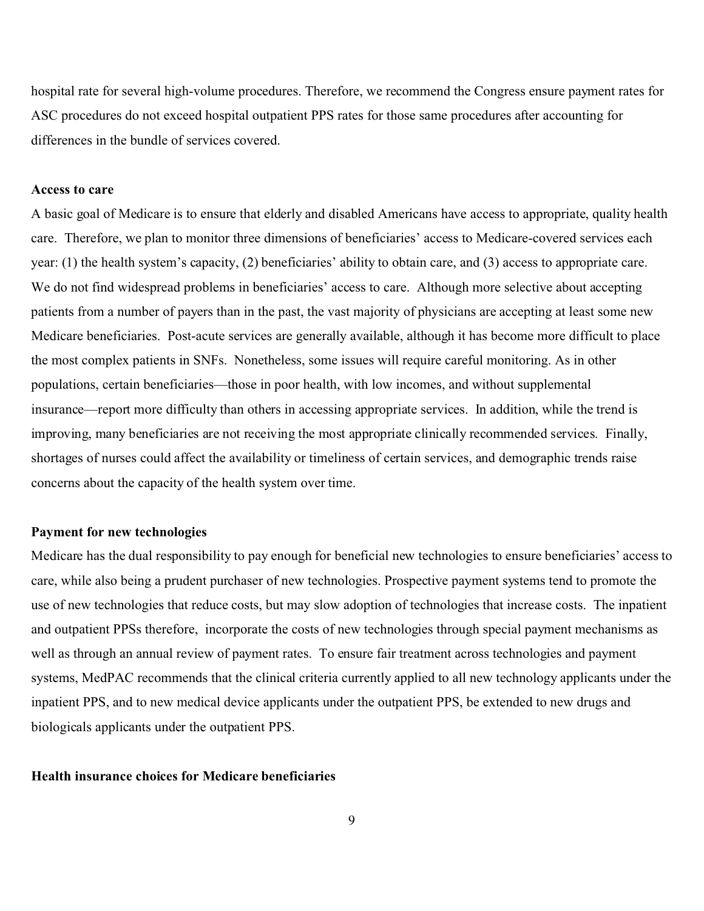hospital rate for several high-volume procedures. Therefore, we recommend the Congress ensure payment rates for ASC procedures do not exceed hospital outpatient PPS rates for those same procedures after accounting for differences in the bundle of services covered.

**Access to care**

A basic goal of Medicare is to ensure that elderly and disabled Americans have access to appropriate, quality health care. Therefore, we plan to monitor three dimensions of beneficiaries' access to Medicare-covered services each year: (1) the health system's capacity, (2) beneficiaries' ability to obtain care, and (3) access to appropriate care. We do not find widespread problems in beneficiaries' access to care. Although more selective about accepting patients from a number of payers than in the past, the vast majority of physicians are accepting at least some new Medicare beneficiaries. Post-acute services are generally available, although it has become more difficult to place the most complex patients in SNFs. Nonetheless, some issues will require careful monitoring. As in other populations, certain beneficiaries—those in poor health, with low incomes, and without supplemental insurance—report more difficulty than others in accessing appropriate services. In addition, while the trend is improving, many beneficiaries are not receiving the most appropriate clinically recommended services. Finally, shortages of nurses could affect the availability or timeliness of certain services, and demographic trends raise concerns about the capacity of the health system over time.

**Payment for new technologies**

Medicare has the dual responsibility to pay enough for beneficial new technologies to ensure beneficiaries' access to care, while also being a prudent purchaser of new technologies. Prospective payment systems tend to promote the use of new technologies that reduce costs, but may slow adoption of technologies that increase costs. The inpatient and outpatient PPSs therefore, incorporate the costs of new technologies through special payment mechanisms as well as through an annual review of payment rates. To ensure fair treatment across technologies and payment systems, MedPAC recommends that the clinical criteria currently applied to all new technology applicants under the inpatient PPS, and to new medical device applicants under the outpatient PPS, be extended to new drugs and biologicals applicants under the outpatient PPS.

**Health insurance choices for Medicare beneficiaries**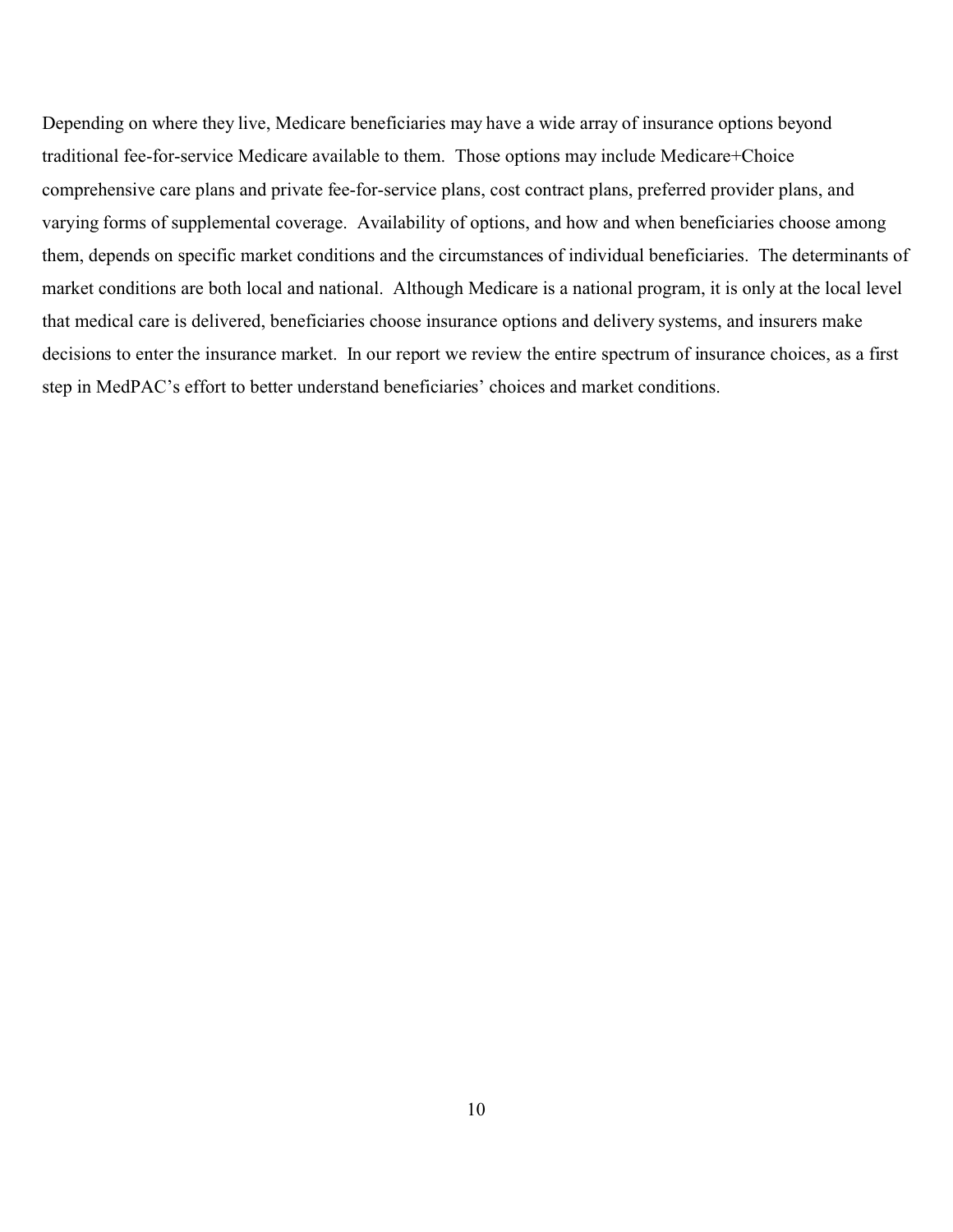Depending on where they live, Medicare beneficiaries may have a wide array of insurance options beyond traditional fee-for-service Medicare available to them. Those options may include Medicare+Choice comprehensive care plans and private fee-for-service plans, cost contract plans, preferred provider plans, and varying forms of supplemental coverage. Availability of options, and how and when beneficiaries choose among them, depends on specific market conditions and the circumstances of individual beneficiaries. The determinants of market conditions are both local and national. Although Medicare is a national program, it is only at the local level that medical care is delivered, beneficiaries choose insurance options and delivery systems, and insurers make decisions to enter the insurance market. In our report we review the entire spectrum of insurance choices, as a first step in MedPAC's effort to better understand beneficiaries' choices and market conditions.